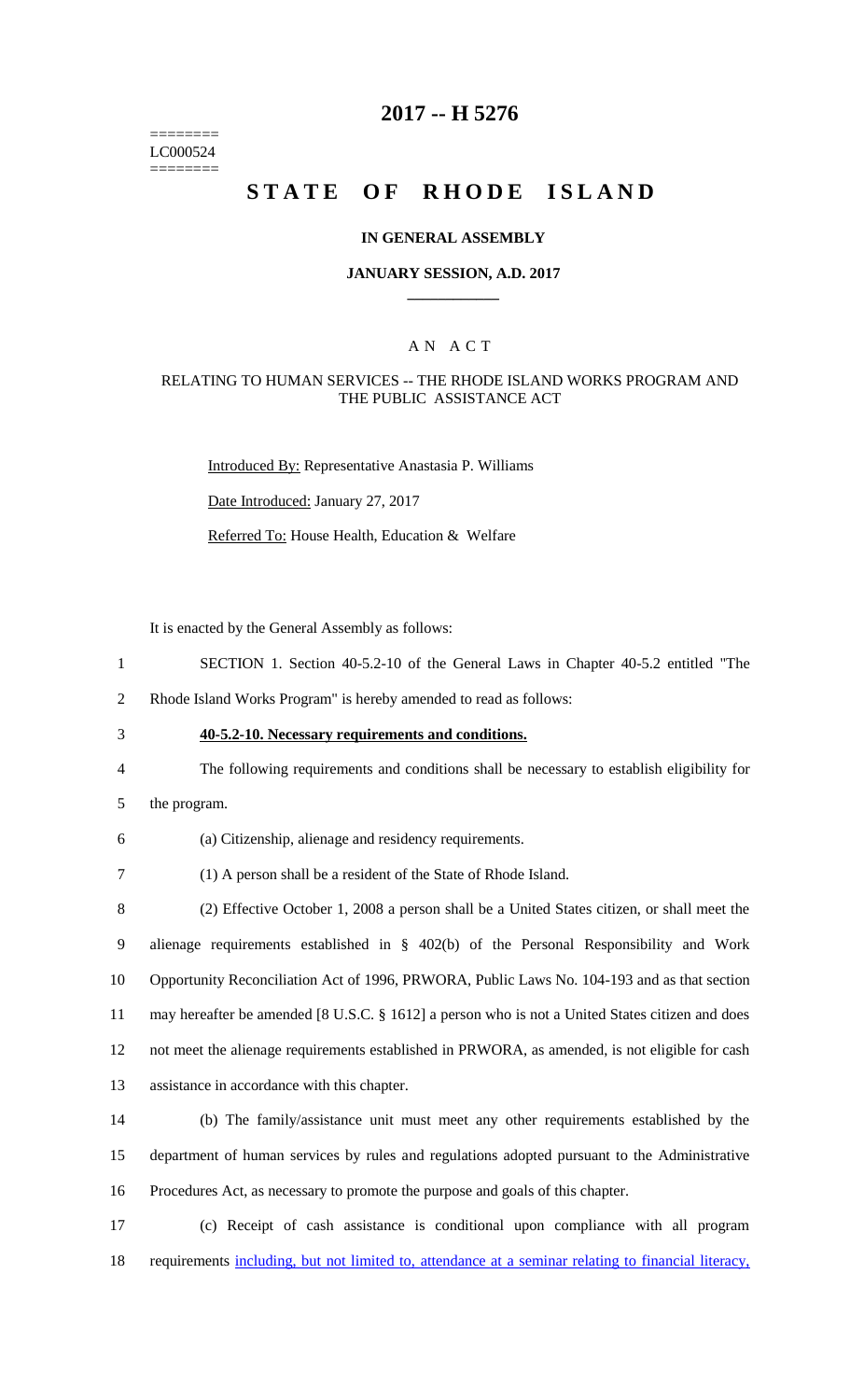========
LC000524
========

# 2017 -- H 5276

# STATE OF RHODE ISLAND

**IN GENERAL ASSEMBLY**

**JANUARY SESSION, A.D. 2017**

____________

A N A C T

RELATING TO HUMAN SERVICES -- THE RHODE ISLAND WORKS PROGRAM AND THE PUBLIC ASSISTANCE ACT

Introduced By: Representative Anastasia P. Williams

Date Introduced: January 27, 2017

Referred To: House Health, Education & Welfare

It is enacted by the General Assembly as follows:

1 SECTION 1. Section 40-5.2-10 of the General Laws in Chapter 40-5.2 entitled "The
2 Rhode Island Works Program" is hereby amended to read as follows:

3 **40-5.2-10. Necessary requirements and conditions.**

4 The following requirements and conditions shall be necessary to establish eligibility for
5 the program.

6 (a) Citizenship, alienage and residency requirements.

7 (1) A person shall be a resident of the State of Rhode Island.

8 (2) Effective October 1, 2008 a person shall be a United States citizen, or shall meet the
9 alienage requirements established in § 402(b) of the Personal Responsibility and Work
10 Opportunity Reconciliation Act of 1996, PRWORA, Public Laws No. 104-193 and as that section
11 may hereafter be amended [8 U.S.C. § 1612] a person who is not a United States citizen and does
12 not meet the alienage requirements established in PRWORA, as amended, is not eligible for cash
13 assistance in accordance with this chapter.

14 (b) The family/assistance unit must meet any other requirements established by the
15 department of human services by rules and regulations adopted pursuant to the Administrative
16 Procedures Act, as necessary to promote the purpose and goals of this chapter.

17 (c) Receipt of cash assistance is conditional upon compliance with all program
18 requirements including, but not limited to, attendance at a seminar relating to financial literacy,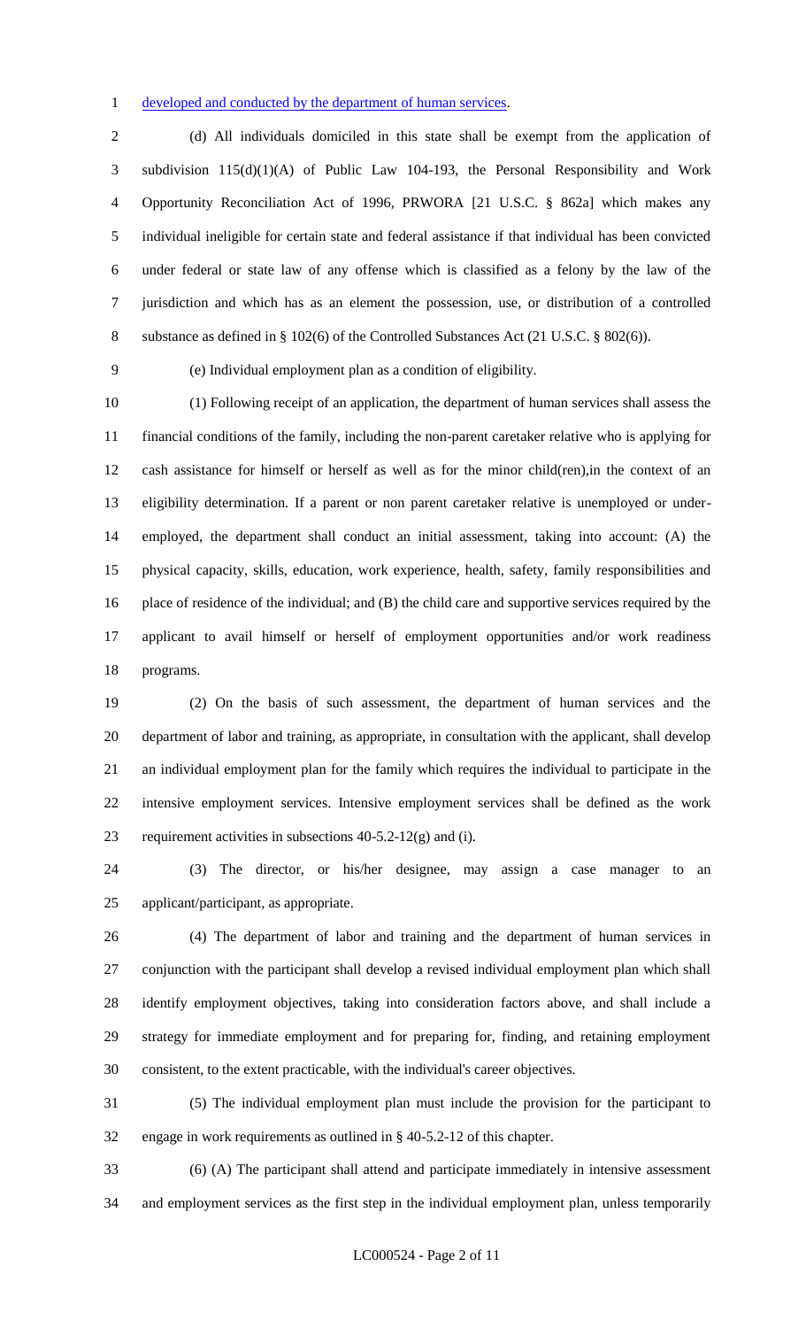developed and conducted by the department of human services.

(d) All individuals domiciled in this state shall be exempt from the application of subdivision 115(d)(1)(A) of Public Law 104-193, the Personal Responsibility and Work Opportunity Reconciliation Act of 1996, PRWORA [21 U.S.C. § 862a] which makes any individual ineligible for certain state and federal assistance if that individual has been convicted under federal or state law of any offense which is classified as a felony by the law of the jurisdiction and which has as an element the possession, use, or distribution of a controlled substance as defined in § 102(6) of the Controlled Substances Act (21 U.S.C. § 802(6)).

(e) Individual employment plan as a condition of eligibility.

(1) Following receipt of an application, the department of human services shall assess the financial conditions of the family, including the non-parent caretaker relative who is applying for cash assistance for himself or herself as well as for the minor child(ren),in the context of an eligibility determination. If a parent or non parent caretaker relative is unemployed or under-employed, the department shall conduct an initial assessment, taking into account: (A) the physical capacity, skills, education, work experience, health, safety, family responsibilities and place of residence of the individual; and (B) the child care and supportive services required by the applicant to avail himself or herself of employment opportunities and/or work readiness programs.

(2) On the basis of such assessment, the department of human services and the department of labor and training, as appropriate, in consultation with the applicant, shall develop an individual employment plan for the family which requires the individual to participate in the intensive employment services. Intensive employment services shall be defined as the work requirement activities in subsections 40-5.2-12(g) and (i).

(3) The director, or his/her designee, may assign a case manager to an applicant/participant, as appropriate.

(4) The department of labor and training and the department of human services in conjunction with the participant shall develop a revised individual employment plan which shall identify employment objectives, taking into consideration factors above, and shall include a strategy for immediate employment and for preparing for, finding, and retaining employment consistent, to the extent practicable, with the individual's career objectives.

(5) The individual employment plan must include the provision for the participant to engage in work requirements as outlined in § 40-5.2-12 of this chapter.

(6) (A) The participant shall attend and participate immediately in intensive assessment and employment services as the first step in the individual employment plan, unless temporarily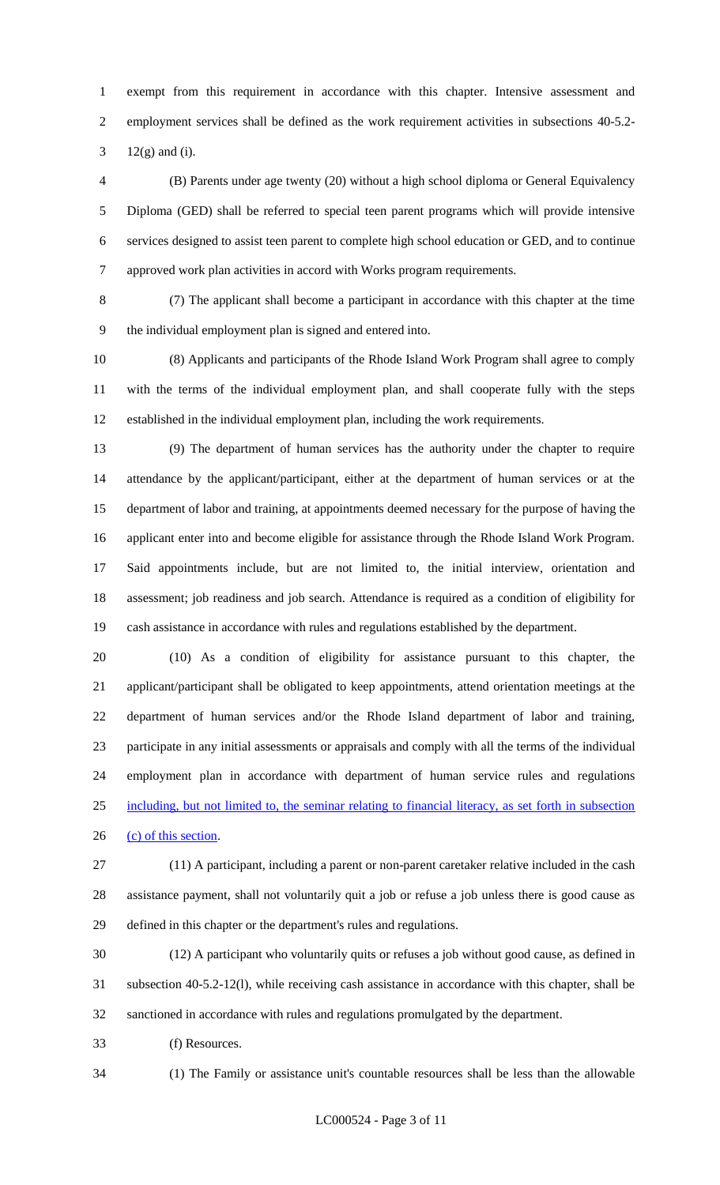exempt from this requirement in accordance with this chapter. Intensive assessment and employment services shall be defined as the work requirement activities in subsections 40-5.2-12(g) and (i).

(B) Parents under age twenty (20) without a high school diploma or General Equivalency Diploma (GED) shall be referred to special teen parent programs which will provide intensive services designed to assist teen parent to complete high school education or GED, and to continue approved work plan activities in accord with Works program requirements.

(7) The applicant shall become a participant in accordance with this chapter at the time the individual employment plan is signed and entered into.

(8) Applicants and participants of the Rhode Island Work Program shall agree to comply with the terms of the individual employment plan, and shall cooperate fully with the steps established in the individual employment plan, including the work requirements.

(9) The department of human services has the authority under the chapter to require attendance by the applicant/participant, either at the department of human services or at the department of labor and training, at appointments deemed necessary for the purpose of having the applicant enter into and become eligible for assistance through the Rhode Island Work Program. Said appointments include, but are not limited to, the initial interview, orientation and assessment; job readiness and job search. Attendance is required as a condition of eligibility for cash assistance in accordance with rules and regulations established by the department.

(10) As a condition of eligibility for assistance pursuant to this chapter, the applicant/participant shall be obligated to keep appointments, attend orientation meetings at the department of human services and/or the Rhode Island department of labor and training, participate in any initial assessments or appraisals and comply with all the terms of the individual employment plan in accordance with department of human service rules and regulations including, but not limited to, the seminar relating to financial literacy, as set forth in subsection (c) of this section.

(11) A participant, including a parent or non-parent caretaker relative included in the cash assistance payment, shall not voluntarily quit a job or refuse a job unless there is good cause as defined in this chapter or the department's rules and regulations.

(12) A participant who voluntarily quits or refuses a job without good cause, as defined in subsection 40-5.2-12(l), while receiving cash assistance in accordance with this chapter, shall be sanctioned in accordance with rules and regulations promulgated by the department.

(f) Resources.

(1) The Family or assistance unit's countable resources shall be less than the allowable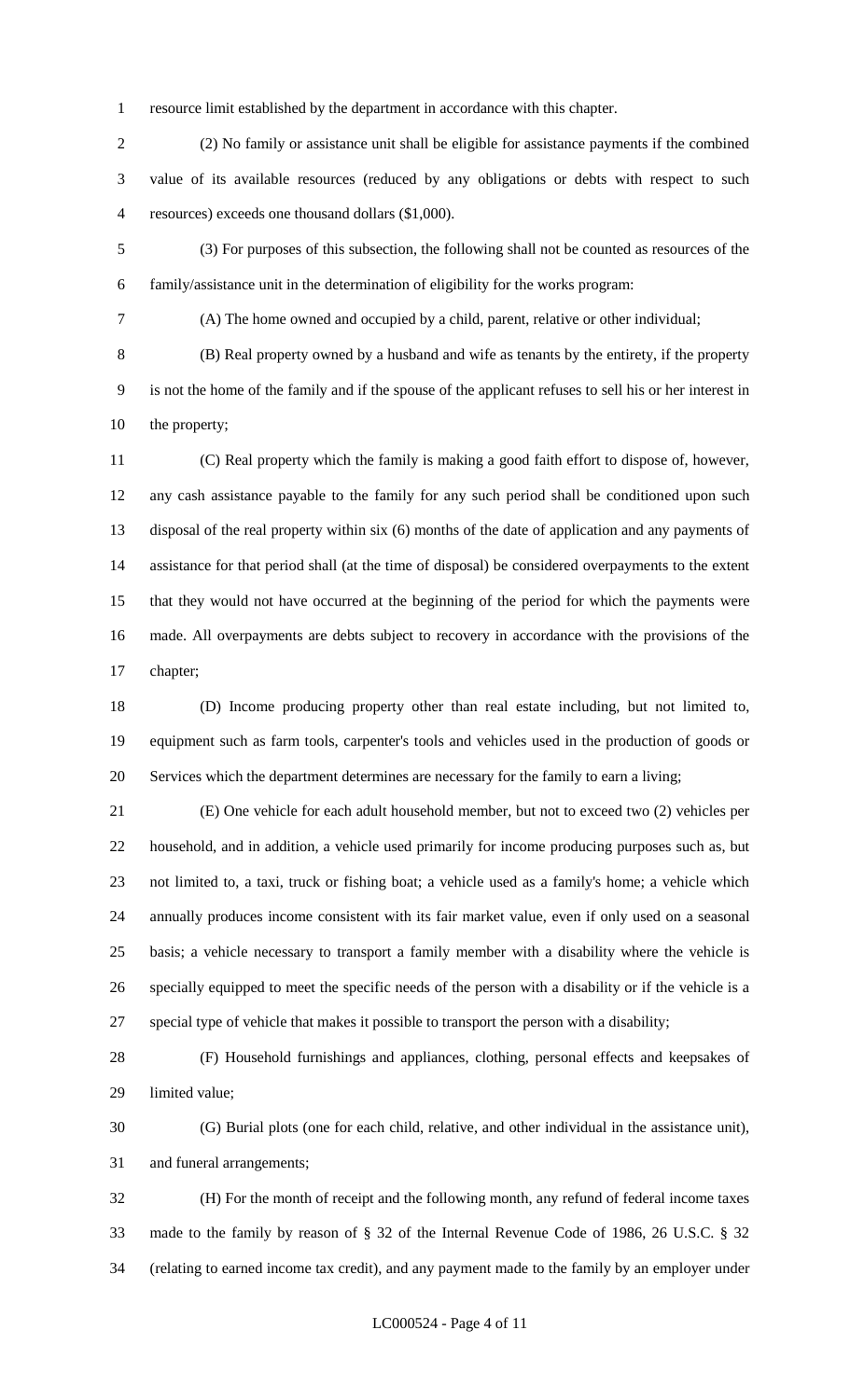resource limit established by the department in accordance with this chapter.

(2) No family or assistance unit shall be eligible for assistance payments if the combined value of its available resources (reduced by any obligations or debts with respect to such resources) exceeds one thousand dollars ($1,000).

(3) For purposes of this subsection, the following shall not be counted as resources of the family/assistance unit in the determination of eligibility for the works program:

(A) The home owned and occupied by a child, parent, relative or other individual;

(B) Real property owned by a husband and wife as tenants by the entirety, if the property is not the home of the family and if the spouse of the applicant refuses to sell his or her interest in the property;

(C) Real property which the family is making a good faith effort to dispose of, however, any cash assistance payable to the family for any such period shall be conditioned upon such disposal of the real property within six (6) months of the date of application and any payments of assistance for that period shall (at the time of disposal) be considered overpayments to the extent that they would not have occurred at the beginning of the period for which the payments were made. All overpayments are debts subject to recovery in accordance with the provisions of the chapter;

(D) Income producing property other than real estate including, but not limited to, equipment such as farm tools, carpenter's tools and vehicles used in the production of goods or Services which the department determines are necessary for the family to earn a living;

(E) One vehicle for each adult household member, but not to exceed two (2) vehicles per household, and in addition, a vehicle used primarily for income producing purposes such as, but not limited to, a taxi, truck or fishing boat; a vehicle used as a family's home; a vehicle which annually produces income consistent with its fair market value, even if only used on a seasonal basis; a vehicle necessary to transport a family member with a disability where the vehicle is specially equipped to meet the specific needs of the person with a disability or if the vehicle is a special type of vehicle that makes it possible to transport the person with a disability;

(F) Household furnishings and appliances, clothing, personal effects and keepsakes of limited value;

(G) Burial plots (one for each child, relative, and other individual in the assistance unit), and funeral arrangements;

(H) For the month of receipt and the following month, any refund of federal income taxes made to the family by reason of § 32 of the Internal Revenue Code of 1986, 26 U.S.C. § 32 (relating to earned income tax credit), and any payment made to the family by an employer under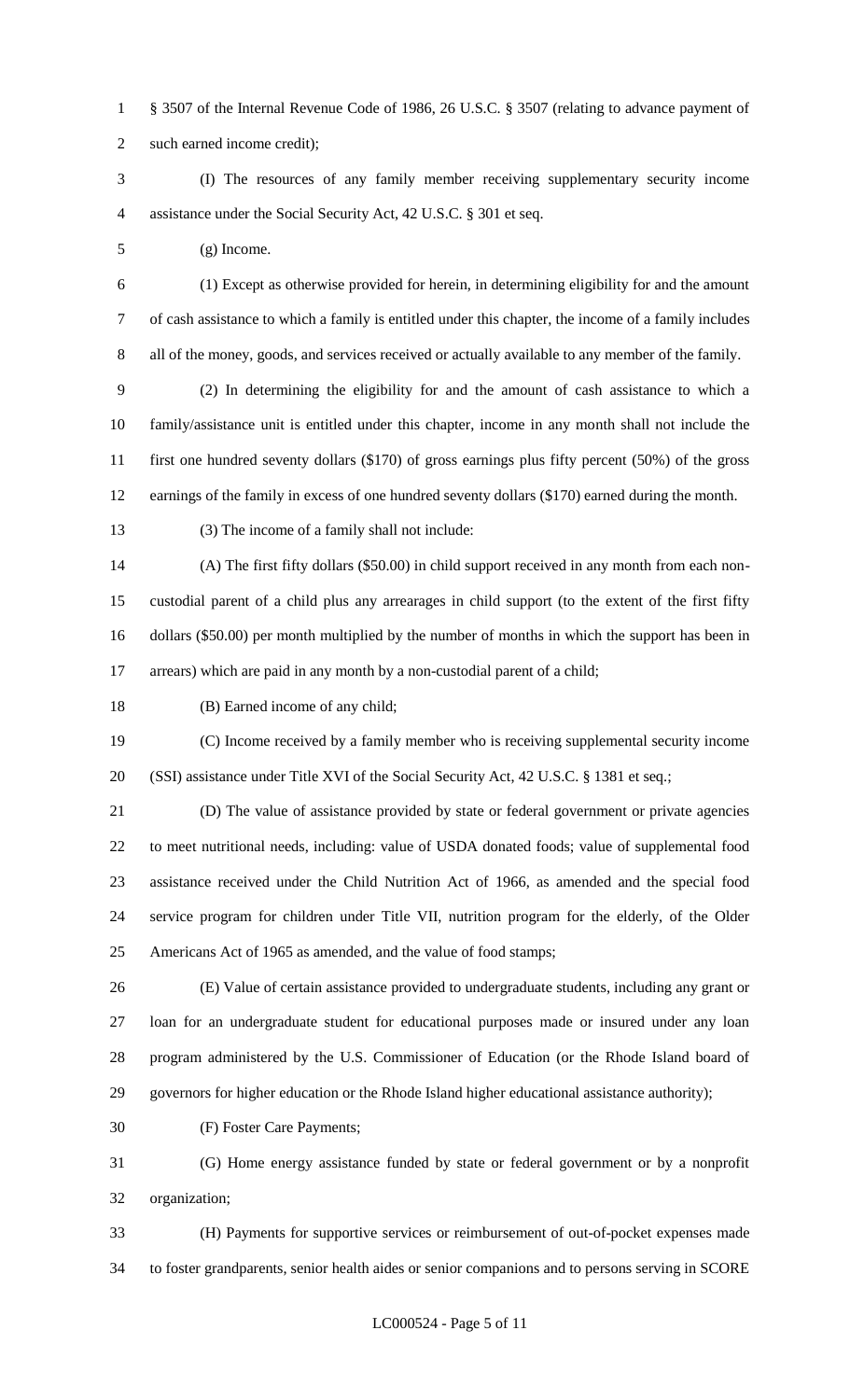§ 3507 of the Internal Revenue Code of 1986, 26 U.S.C. § 3507 (relating to advance payment of such earned income credit);

(I) The resources of any family member receiving supplementary security income assistance under the Social Security Act, 42 U.S.C. § 301 et seq.

(g) Income.

(1) Except as otherwise provided for herein, in determining eligibility for and the amount of cash assistance to which a family is entitled under this chapter, the income of a family includes all of the money, goods, and services received or actually available to any member of the family.

(2) In determining the eligibility for and the amount of cash assistance to which a family/assistance unit is entitled under this chapter, income in any month shall not include the first one hundred seventy dollars ($170) of gross earnings plus fifty percent (50%) of the gross earnings of the family in excess of one hundred seventy dollars ($170) earned during the month.

(3) The income of a family shall not include:

(A) The first fifty dollars ($50.00) in child support received in any month from each non-custodial parent of a child plus any arrearages in child support (to the extent of the first fifty dollars ($50.00) per month multiplied by the number of months in which the support has been in arrears) which are paid in any month by a non-custodial parent of a child;

(B) Earned income of any child;

(C) Income received by a family member who is receiving supplemental security income (SSI) assistance under Title XVI of the Social Security Act, 42 U.S.C. § 1381 et seq.;

(D) The value of assistance provided by state or federal government or private agencies to meet nutritional needs, including: value of USDA donated foods; value of supplemental food assistance received under the Child Nutrition Act of 1966, as amended and the special food service program for children under Title VII, nutrition program for the elderly, of the Older Americans Act of 1965 as amended, and the value of food stamps;

(E) Value of certain assistance provided to undergraduate students, including any grant or loan for an undergraduate student for educational purposes made or insured under any loan program administered by the U.S. Commissioner of Education (or the Rhode Island board of governors for higher education or the Rhode Island higher educational assistance authority);

(F) Foster Care Payments;

(G) Home energy assistance funded by state or federal government or by a nonprofit organization;

(H) Payments for supportive services or reimbursement of out-of-pocket expenses made to foster grandparents, senior health aides or senior companions and to persons serving in SCORE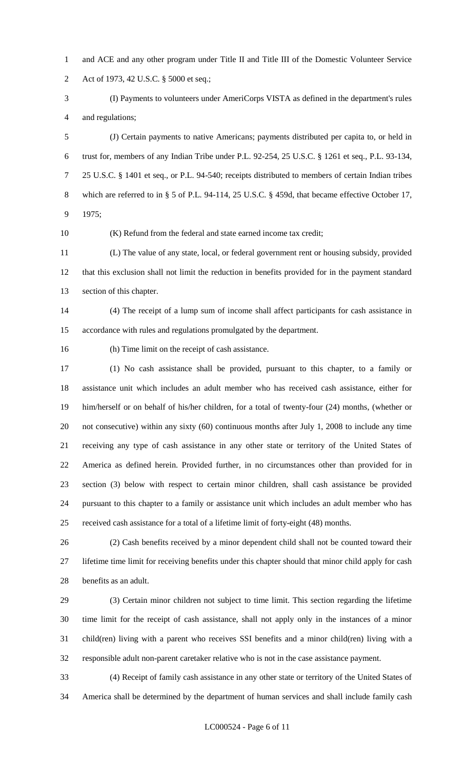and ACE and any other program under Title II and Title III of the Domestic Volunteer Service Act of 1973, 42 U.S.C. § 5000 et seq.;

(I) Payments to volunteers under AmeriCorps VISTA as defined in the department's rules and regulations;

(J) Certain payments to native Americans; payments distributed per capita to, or held in trust for, members of any Indian Tribe under P.L. 92-254, 25 U.S.C. § 1261 et seq., P.L. 93-134, 25 U.S.C. § 1401 et seq., or P.L. 94-540; receipts distributed to members of certain Indian tribes which are referred to in § 5 of P.L. 94-114, 25 U.S.C. § 459d, that became effective October 17, 1975;

(K) Refund from the federal and state earned income tax credit;

(L) The value of any state, local, or federal government rent or housing subsidy, provided that this exclusion shall not limit the reduction in benefits provided for in the payment standard section of this chapter.

(4) The receipt of a lump sum of income shall affect participants for cash assistance in accordance with rules and regulations promulgated by the department.

(h) Time limit on the receipt of cash assistance.

(1) No cash assistance shall be provided, pursuant to this chapter, to a family or assistance unit which includes an adult member who has received cash assistance, either for him/herself or on behalf of his/her children, for a total of twenty-four (24) months, (whether or not consecutive) within any sixty (60) continuous months after July 1, 2008 to include any time receiving any type of cash assistance in any other state or territory of the United States of America as defined herein. Provided further, in no circumstances other than provided for in section (3) below with respect to certain minor children, shall cash assistance be provided pursuant to this chapter to a family or assistance unit which includes an adult member who has received cash assistance for a total of a lifetime limit of forty-eight (48) months.

(2) Cash benefits received by a minor dependent child shall not be counted toward their lifetime time limit for receiving benefits under this chapter should that minor child apply for cash benefits as an adult.

(3) Certain minor children not subject to time limit. This section regarding the lifetime time limit for the receipt of cash assistance, shall not apply only in the instances of a minor child(ren) living with a parent who receives SSI benefits and a minor child(ren) living with a responsible adult non-parent caretaker relative who is not in the case assistance payment.

(4) Receipt of family cash assistance in any other state or territory of the United States of America shall be determined by the department of human services and shall include family cash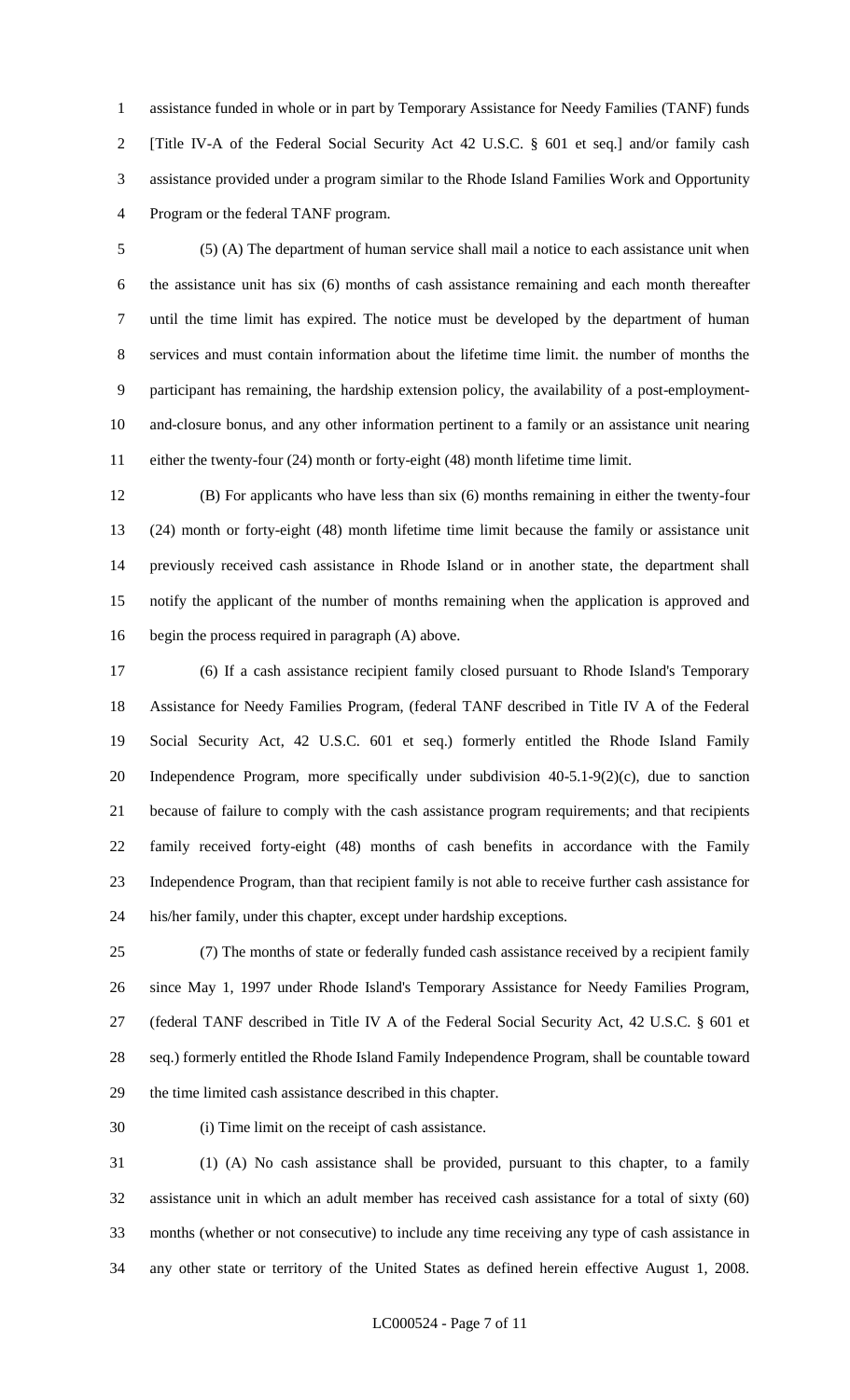assistance funded in whole or in part by Temporary Assistance for Needy Families (TANF) funds [Title IV-A of the Federal Social Security Act 42 U.S.C. § 601 et seq.] and/or family cash assistance provided under a program similar to the Rhode Island Families Work and Opportunity Program or the federal TANF program.

(5) (A) The department of human service shall mail a notice to each assistance unit when the assistance unit has six (6) months of cash assistance remaining and each month thereafter until the time limit has expired. The notice must be developed by the department of human services and must contain information about the lifetime time limit. the number of months the participant has remaining, the hardship extension policy, the availability of a post-employment-and-closure bonus, and any other information pertinent to a family or an assistance unit nearing either the twenty-four (24) month or forty-eight (48) month lifetime time limit.

(B) For applicants who have less than six (6) months remaining in either the twenty-four (24) month or forty-eight (48) month lifetime time limit because the family or assistance unit previously received cash assistance in Rhode Island or in another state, the department shall notify the applicant of the number of months remaining when the application is approved and begin the process required in paragraph (A) above.

(6) If a cash assistance recipient family closed pursuant to Rhode Island's Temporary Assistance for Needy Families Program, (federal TANF described in Title IV A of the Federal Social Security Act, 42 U.S.C. 601 et seq.) formerly entitled the Rhode Island Family Independence Program, more specifically under subdivision 40-5.1-9(2)(c), due to sanction because of failure to comply with the cash assistance program requirements; and that recipients family received forty-eight (48) months of cash benefits in accordance with the Family Independence Program, than that recipient family is not able to receive further cash assistance for his/her family, under this chapter, except under hardship exceptions.

(7) The months of state or federally funded cash assistance received by a recipient family since May 1, 1997 under Rhode Island's Temporary Assistance for Needy Families Program, (federal TANF described in Title IV A of the Federal Social Security Act, 42 U.S.C. § 601 et seq.) formerly entitled the Rhode Island Family Independence Program, shall be countable toward the time limited cash assistance described in this chapter.

(i) Time limit on the receipt of cash assistance.

(1) (A) No cash assistance shall be provided, pursuant to this chapter, to a family assistance unit in which an adult member has received cash assistance for a total of sixty (60) months (whether or not consecutive) to include any time receiving any type of cash assistance in any other state or territory of the United States as defined herein effective August 1, 2008.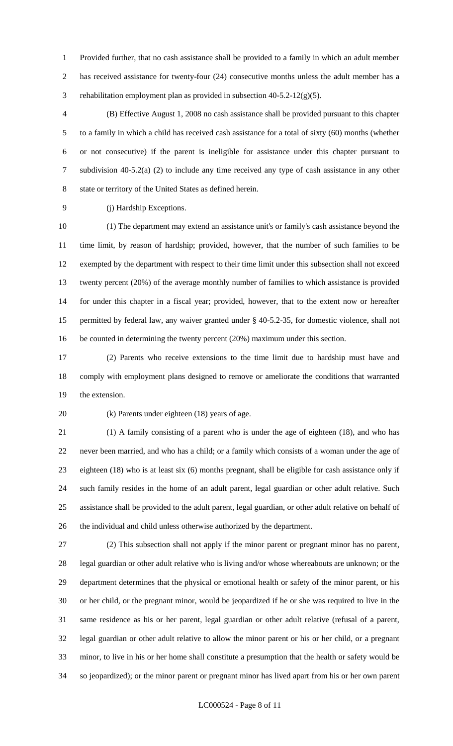Provided further, that no cash assistance shall be provided to a family in which an adult member has received assistance for twenty-four (24) consecutive months unless the adult member has a rehabilitation employment plan as provided in subsection 40-5.2-12(g)(5).

(B) Effective August 1, 2008 no cash assistance shall be provided pursuant to this chapter to a family in which a child has received cash assistance for a total of sixty (60) months (whether or not consecutive) if the parent is ineligible for assistance under this chapter pursuant to subdivision 40-5.2(a) (2) to include any time received any type of cash assistance in any other state or territory of the United States as defined herein.

(j) Hardship Exceptions.

(1) The department may extend an assistance unit's or family's cash assistance beyond the time limit, by reason of hardship; provided, however, that the number of such families to be exempted by the department with respect to their time limit under this subsection shall not exceed twenty percent (20%) of the average monthly number of families to which assistance is provided for under this chapter in a fiscal year; provided, however, that to the extent now or hereafter permitted by federal law, any waiver granted under § 40-5.2-35, for domestic violence, shall not be counted in determining the twenty percent (20%) maximum under this section.

(2) Parents who receive extensions to the time limit due to hardship must have and comply with employment plans designed to remove or ameliorate the conditions that warranted the extension.

(k) Parents under eighteen (18) years of age.

(1) A family consisting of a parent who is under the age of eighteen (18), and who has never been married, and who has a child; or a family which consists of a woman under the age of eighteen (18) who is at least six (6) months pregnant, shall be eligible for cash assistance only if such family resides in the home of an adult parent, legal guardian or other adult relative. Such assistance shall be provided to the adult parent, legal guardian, or other adult relative on behalf of the individual and child unless otherwise authorized by the department.

(2) This subsection shall not apply if the minor parent or pregnant minor has no parent, legal guardian or other adult relative who is living and/or whose whereabouts are unknown; or the department determines that the physical or emotional health or safety of the minor parent, or his or her child, or the pregnant minor, would be jeopardized if he or she was required to live in the same residence as his or her parent, legal guardian or other adult relative (refusal of a parent, legal guardian or other adult relative to allow the minor parent or his or her child, or a pregnant minor, to live in his or her home shall constitute a presumption that the health or safety would be so jeopardized); or the minor parent or pregnant minor has lived apart from his or her own parent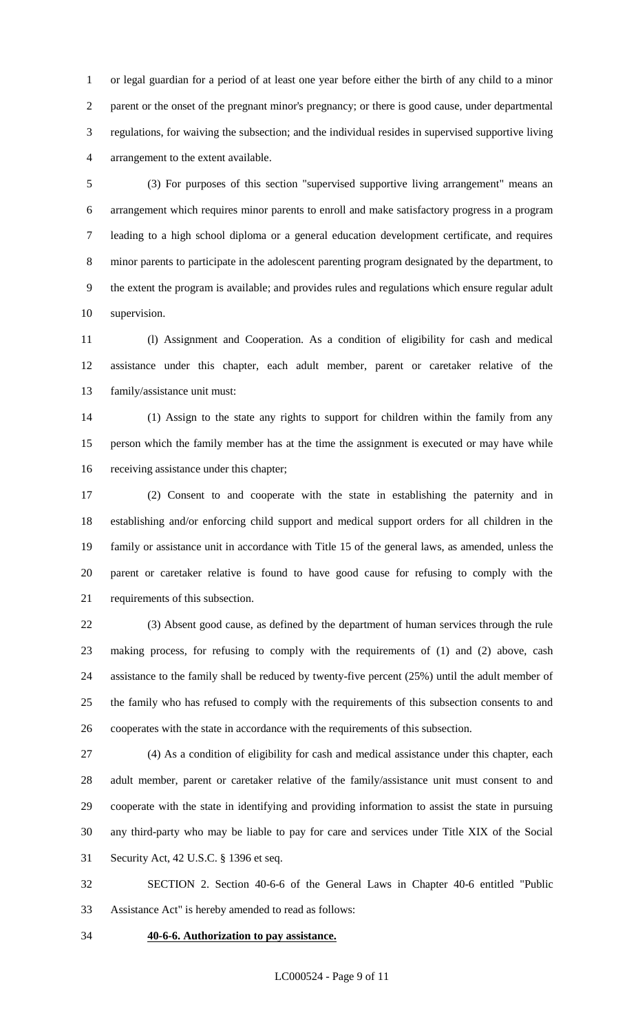or legal guardian for a period of at least one year before either the birth of any child to a minor parent or the onset of the pregnant minor's pregnancy; or there is good cause, under departmental regulations, for waiving the subsection; and the individual resides in supervised supportive living arrangement to the extent available.

(3) For purposes of this section "supervised supportive living arrangement" means an arrangement which requires minor parents to enroll and make satisfactory progress in a program leading to a high school diploma or a general education development certificate, and requires minor parents to participate in the adolescent parenting program designated by the department, to the extent the program is available; and provides rules and regulations which ensure regular adult supervision.

(l) Assignment and Cooperation. As a condition of eligibility for cash and medical assistance under this chapter, each adult member, parent or caretaker relative of the family/assistance unit must:

(1) Assign to the state any rights to support for children within the family from any person which the family member has at the time the assignment is executed or may have while receiving assistance under this chapter;

(2) Consent to and cooperate with the state in establishing the paternity and in establishing and/or enforcing child support and medical support orders for all children in the family or assistance unit in accordance with Title 15 of the general laws, as amended, unless the parent or caretaker relative is found to have good cause for refusing to comply with the requirements of this subsection.

(3) Absent good cause, as defined by the department of human services through the rule making process, for refusing to comply with the requirements of (1) and (2) above, cash assistance to the family shall be reduced by twenty-five percent (25%) until the adult member of the family who has refused to comply with the requirements of this subsection consents to and cooperates with the state in accordance with the requirements of this subsection.

(4) As a condition of eligibility for cash and medical assistance under this chapter, each adult member, parent or caretaker relative of the family/assistance unit must consent to and cooperate with the state in identifying and providing information to assist the state in pursuing any third-party who may be liable to pay for care and services under Title XIX of the Social Security Act, 42 U.S.C. § 1396 et seq.

SECTION 2. Section 40-6-6 of the General Laws in Chapter 40-6 entitled "Public Assistance Act" is hereby amended to read as follows:

**40-6-6. Authorization to pay assistance.**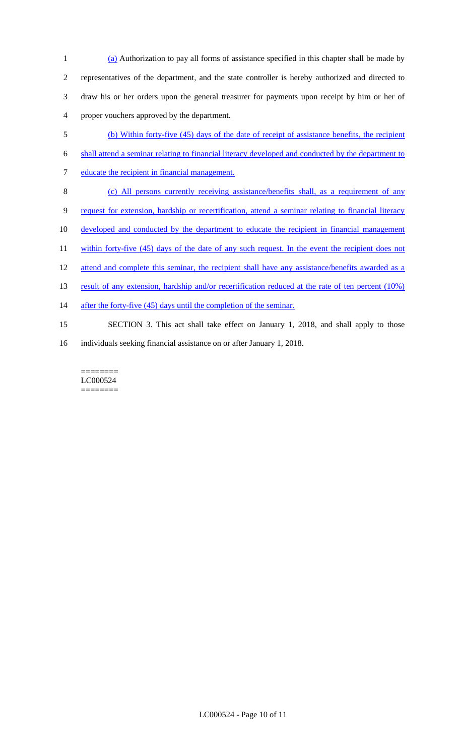(a) Authorization to pay all forms of assistance specified in this chapter shall be made by representatives of the department, and the state controller is hereby authorized and directed to draw his or her orders upon the general treasurer for payments upon receipt by him or her of proper vouchers approved by the department.

(b) Within forty-five (45) days of the date of receipt of assistance benefits, the recipient shall attend a seminar relating to financial literacy developed and conducted by the department to educate the recipient in financial management.

(c) All persons currently receiving assistance/benefits shall, as a requirement of any request for extension, hardship or recertification, attend a seminar relating to financial literacy developed and conducted by the department to educate the recipient in financial management within forty-five (45) days of the date of any such request. In the event the recipient does not attend and complete this seminar, the recipient shall have any assistance/benefits awarded as a result of any extension, hardship and/or recertification reduced at the rate of ten percent (10%) after the forty-five (45) days until the completion of the seminar.

SECTION 3. This act shall take effect on January 1, 2018, and shall apply to those individuals seeking financial assistance on or after January 1, 2018.

========
LC000524
========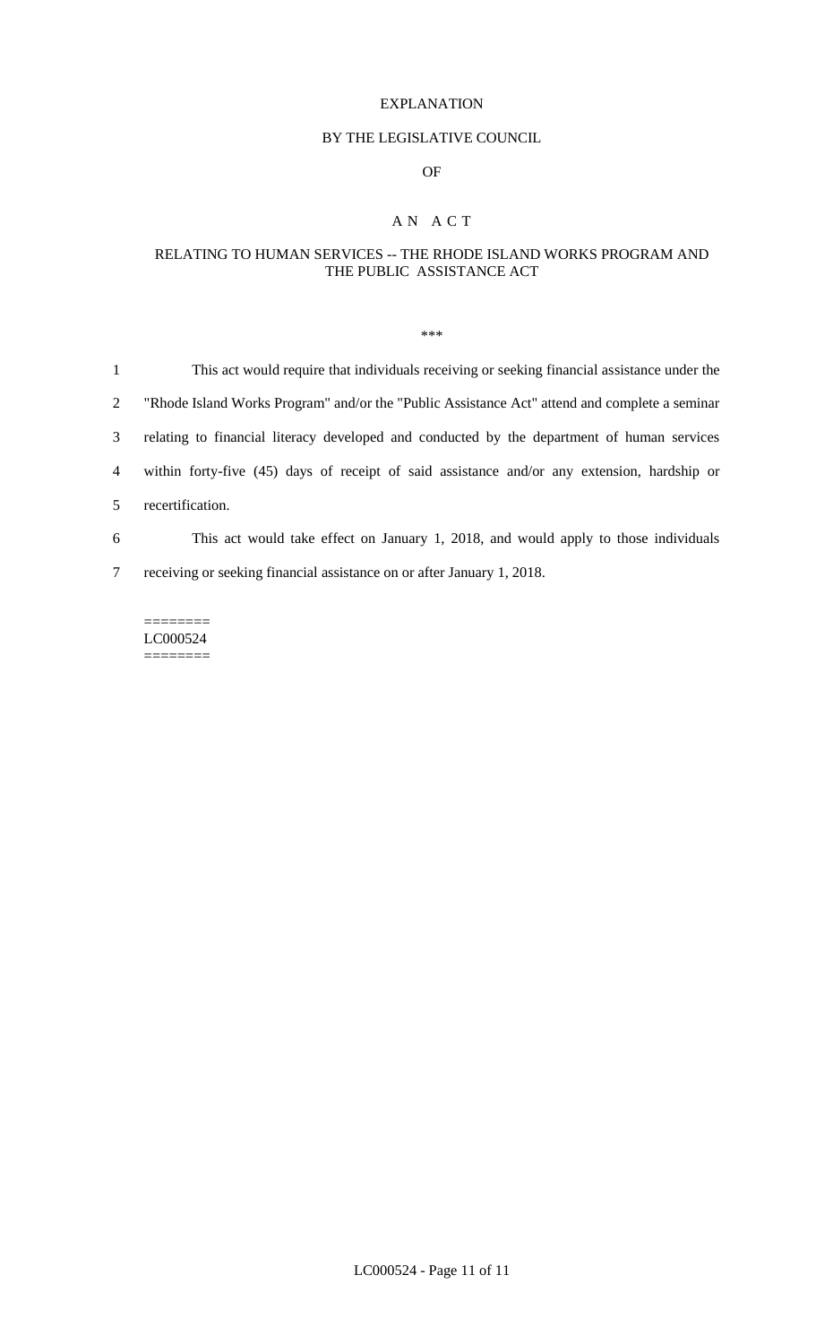EXPLANATION

BY THE LEGISLATIVE COUNCIL

OF

# A N A C T

RELATING TO HUMAN SERVICES -- THE RHODE ISLAND WORKS PROGRAM AND THE PUBLIC ASSISTANCE ACT

\*\*\*

This act would require that individuals receiving or seeking financial assistance under the "Rhode Island Works Program" and/or the "Public Assistance Act" attend and complete a seminar relating to financial literacy developed and conducted by the department of human services within forty-five (45) days of receipt of said assistance and/or any extension, hardship or recertification.

This act would take effect on January 1, 2018, and would apply to those individuals receiving or seeking financial assistance on or after January 1, 2018.

========
LC000524
========